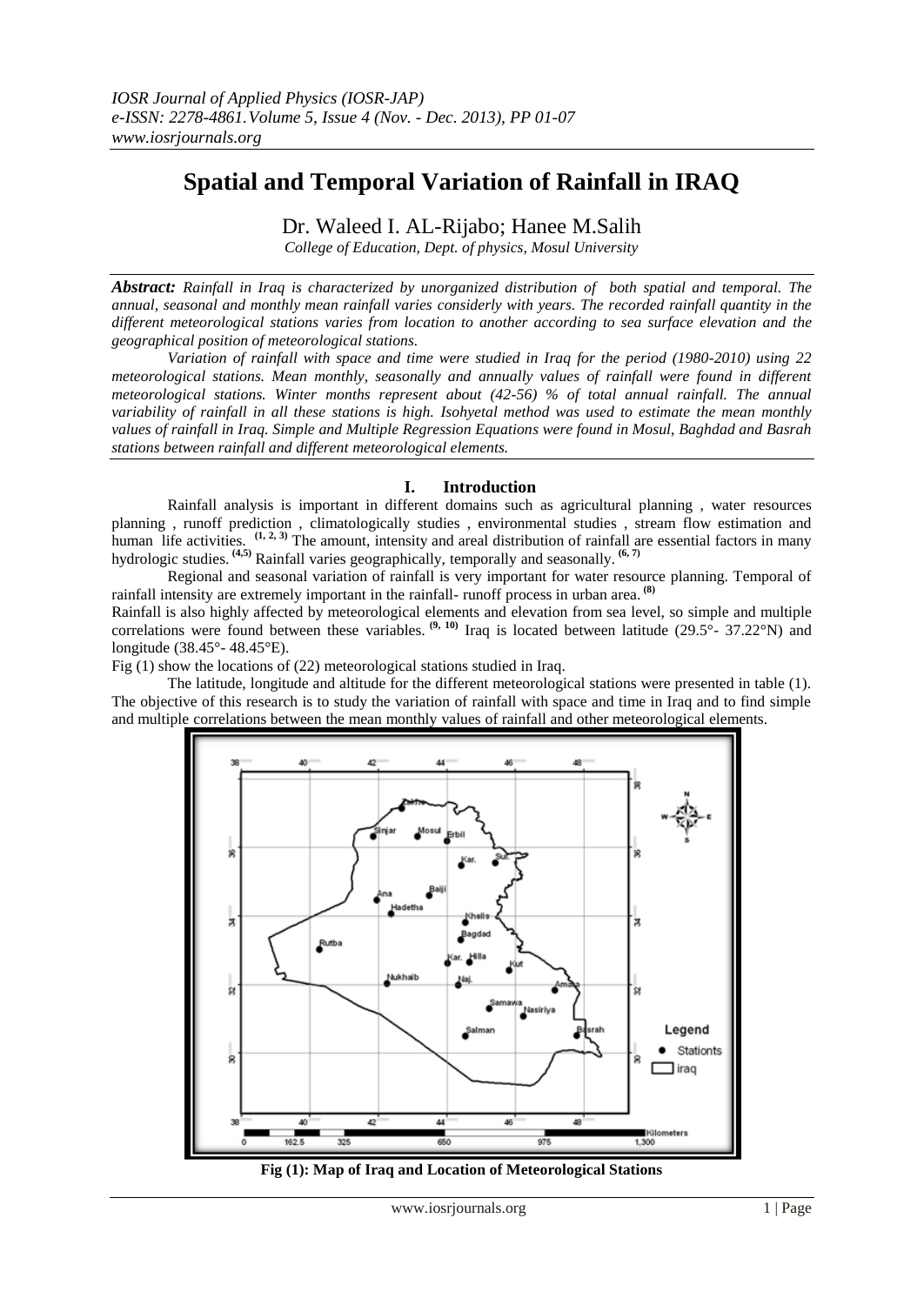# Spatial and Temporal Variation of Rainfall in IRAQ

Dr. Waleed I. AL-Rijabo; Hanee M.Salih

*College of Education, Dept. of physics, Mosul University*

***Abstract:*** *Rainfall in Iraq is characterized by unorganized distribution of both spatial and temporal. The annual, seasonal and monthly mean rainfall varies considerly with years. The recorded rainfall quantity in the different meteorological stations varies from location to another according to sea surface elevation and the geographical position of meteorological stations.*

*Variation of rainfall with space and time were studied in Iraq for the period (1980-2010) using 22 meteorological stations. Mean monthly, seasonally and annually values of rainfall were found in different meteorological stations. Winter months represent about (42-56) % of total annual rainfall. The annual variability of rainfall in all these stations is high. Isohyetal method was used to estimate the mean monthly values of rainfall in Iraq. Simple and Multiple Regression Equations were found in Mosul, Baghdad and Basrah stations between rainfall and different meteorological elements.*

## I. Introduction

Rainfall analysis is important in different domains such as agricultural planning , water resources planning , runoff prediction , climatologically studies , environmental studies , stream flow estimation and human life activities. [1, 2, 3] The amount, intensity and areal distribution of rainfall are essential factors in many hydrologic studies. [4,5] Rainfall varies geographically, temporally and seasonally. [6, 7]

Regional and seasonal variation of rainfall is very important for water resource planning. Temporal of rainfall intensity are extremely important in the rainfall- runoff process in urban area. [8]

Rainfall is also highly affected by meteorological elements and elevation from sea level, so simple and multiple correlations were found between these variables. [9, 10] Iraq is located between latitude (29.5°- 37.22°N) and longitude (38.45°- 48.45°E).

Fig (1) show the locations of (22) meteorological stations studied in Iraq.

The latitude, longitude and altitude for the different meteorological stations were presented in table (1). The objective of this research is to study the variation of rainfall with space and time in Iraq and to find simple and multiple correlations between the mean monthly values of rainfall and other meteorological elements.

**Fig (1): Map of Iraq and Location of Meteorological Stations**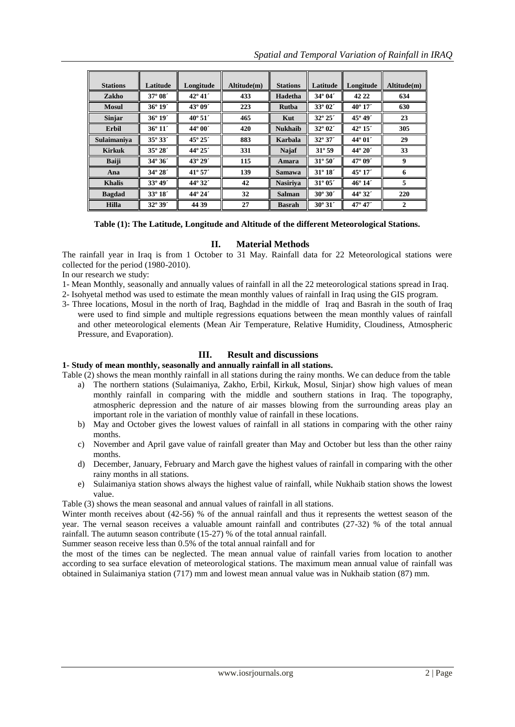| Stations | Latitude | Longitude | Altitude(m) | Stations | Latitude | Longitude | Altitude(m) |
|---|---|---|---|---|---|---|---|
| Zakho | 37º 08´ | 42º 41´ | 433 | Hadetha | 34º 04´ | 42 22 | 634 |
| Mosul | 36º 19´ | 43º 09´ | 223 | Rutba | 33º 02´ | 40º 17´ | 630 |
| Sinjar | 36º 19´ | 40º 51´ | 465 | Kut | 32º 25´ | 45º 49´ | 23 |
| Erbil | 36º 11´ | 44º 00´ | 420 | Nukhaib | 32º 02´ | 42º 15´ | 305 |
| Sulaimaniya | 35º 33´ | 45º 25´ | 883 | Karbala | 32º 37´ | 44º 01´ | 29 |
| Kirkuk | 35º 28´ | 44º 25´ | 331 | Najaf | 31º 59 | 44º 20´ | 33 |
| Baiji | 34º 36´ | 43º 29´ | 115 | Amara | 31º 50´ | 47º 09´ | 9 |
| Ana | 34º 28´ | 41º 57´ | 139 | Samawa | 31º 18´ | 45º 17´ | 6 |
| Khalis | 33º 49´ | 44º 32´ | 42 | Nasiriya | 31º 05´ | 46º 14´ | 5 |
| Bagdad | 33º 18´ | 44º 24´ | 32 | Salman | 30º 30´ | 44º 32´ | 220 |
| Hilla | 32º 39´ | 44 39 | 27 | Basrah | 30º 31´ | 47º 47´ | 2 |

**Table (1): The Latitude, Longitude and Altitude of the different Meteorological Stations.**

## II. Material Methods

The rainfall year in Iraq is from 1 October to 31 May. Rainfall data for 22 Meteorological stations were collected for the period (1980-2010).

In our research we study:

1- Mean Monthly, seasonally and annually values of rainfall in all the 22 meteorological stations spread in Iraq.

2- Isohyetal method was used to estimate the mean monthly values of rainfall in Iraq using the GIS program.

3- Three locations, Mosul in the north of Iraq, Baghdad in the middle of Iraq and Basrah in the south of Iraq were used to find simple and multiple regressions equations between the mean monthly values of rainfall and other meteorological elements (Mean Air Temperature, Relative Humidity, Cloudiness, Atmospheric Pressure, and Evaporation).

## III. Result and discussions

**1- Study of mean monthly, seasonally and annually rainfall in all stations.**

Table (2) shows the mean monthly rainfall in all stations during the rainy months. We can deduce from the table

a) The northern stations (Sulaimaniya, Zakho, Erbil, Kirkuk, Mosul, Sinjar) show high values of mean monthly rainfall in comparing with the middle and southern stations in Iraq. The topography, atmospheric depression and the nature of air masses blowing from the surrounding areas play an important role in the variation of monthly value of rainfall in these locations.

b) May and October gives the lowest values of rainfall in all stations in comparing with the other rainy months.

c) November and April gave value of rainfall greater than May and October but less than the other rainy months.

d) December, January, February and March gave the highest values of rainfall in comparing with the other rainy months in all stations.

e) Sulaimaniya station shows always the highest value of rainfall, while Nukhaib station shows the lowest value.

Table (3) shows the mean seasonal and annual values of rainfall in all stations.

Winter month receives about (42-56) % of the annual rainfall and thus it represents the wettest season of the year. The vernal season receives a valuable amount rainfall and contributes (27-32) % of the total annual rainfall. The autumn season contribute (15-27) % of the total annual rainfall.

Summer season receive less than 0.5% of the total annual rainfall and for the most of the times can be neglected. The mean annual value of rainfall varies from location to another according to sea surface elevation of meteorological stations. The maximum mean annual value of rainfall was obtained in Sulaimaniya station (717) mm and lowest mean annual value was in Nukhaib station (87) mm.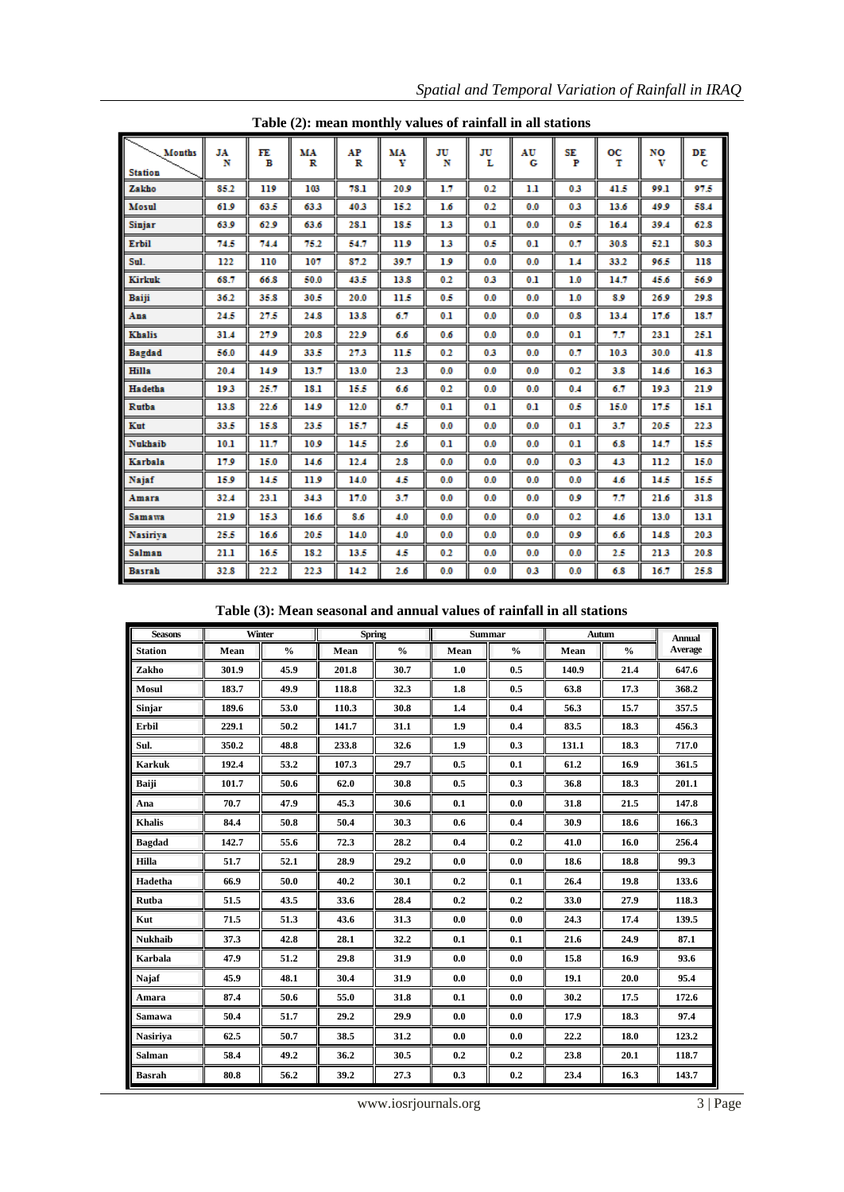**Table (2): mean monthly values of rainfall in all stations**

| Station \ Months | JAN | FEB | MAR | APR | MAY | JUN | JUL | AUG | SEP | OCT | NOV | DEC |
|---|---|---|---|---|---|---|---|---|---|---|---|---|
| Zakho | 85.2 | 119 | 103 | 78.1 | 20.9 | 1.7 | 0.2 | 1.1 | 0.3 | 41.5 | 99.1 | 97.5 |
| Mosul | 61.9 | 63.5 | 63.3 | 40.3 | 15.2 | 1.6 | 0.2 | 0.0 | 0.3 | 13.6 | 49.9 | 58.4 |
| Sinjar | 63.9 | 62.9 | 63.6 | 28.1 | 18.5 | 1.3 | 0.1 | 0.0 | 0.5 | 16.4 | 39.4 | 62.8 |
| Erbil | 74.5 | 74.4 | 75.2 | 54.7 | 11.9 | 1.3 | 0.5 | 0.1 | 0.7 | 30.8 | 52.1 | 80.3 |
| Sul. | 122 | 110 | 107 | 87.2 | 39.7 | 1.9 | 0.0 | 0.0 | 1.4 | 33.2 | 96.5 | 118 |
| Kirkuk | 68.7 | 66.8 | 50.0 | 43.5 | 13.8 | 0.2 | 0.3 | 0.1 | 1.0 | 14.7 | 45.6 | 56.9 |
| Baiji | 36.2 | 35.8 | 30.5 | 20.0 | 11.5 | 0.5 | 0.0 | 0.0 | 1.0 | 8.9 | 26.9 | 29.8 |
| Ana | 24.5 | 27.5 | 24.8 | 13.8 | 6.7 | 0.1 | 0.0 | 0.0 | 0.8 | 13.4 | 17.6 | 18.7 |
| Khalis | 31.4 | 27.9 | 20.8 | 22.9 | 6.6 | 0.6 | 0.0 | 0.0 | 0.1 | 7.7 | 23.1 | 25.1 |
| Bagdad | 56.0 | 44.9 | 33.5 | 27.3 | 11.5 | 0.2 | 0.3 | 0.0 | 0.7 | 10.3 | 30.0 | 41.8 |
| Hilla | 20.4 | 14.9 | 13.7 | 13.0 | 2.3 | 0.0 | 0.0 | 0.0 | 0.2 | 3.8 | 14.6 | 16.3 |
| Hadetha | 19.3 | 25.7 | 18.1 | 15.5 | 6.6 | 0.2 | 0.0 | 0.0 | 0.4 | 6.7 | 19.3 | 21.9 |
| Rutba | 13.8 | 22.6 | 14.9 | 12.0 | 6.7 | 0.1 | 0.1 | 0.1 | 0.5 | 15.0 | 17.5 | 15.1 |
| Kut | 33.5 | 15.8 | 23.5 | 15.7 | 4.5 | 0.0 | 0.0 | 0.0 | 0.1 | 3.7 | 20.5 | 22.3 |
| Nukhaib | 10.1 | 11.7 | 10.9 | 14.5 | 2.6 | 0.1 | 0.0 | 0.0 | 0.1 | 6.8 | 14.7 | 15.5 |
| Karbala | 17.9 | 15.0 | 14.6 | 12.4 | 2.8 | 0.0 | 0.0 | 0.0 | 0.3 | 4.3 | 11.2 | 15.0 |
| Najaf | 15.9 | 14.5 | 11.9 | 14.0 | 4.5 | 0.0 | 0.0 | 0.0 | 0.0 | 4.6 | 14.5 | 15.5 |
| Amara | 32.4 | 23.1 | 34.3 | 17.0 | 3.7 | 0.0 | 0.0 | 0.0 | 0.9 | 7.7 | 21.6 | 31.8 |
| Samawa | 21.9 | 15.3 | 16.6 | 8.6 | 4.0 | 0.0 | 0.0 | 0.0 | 0.2 | 4.6 | 13.0 | 13.1 |
| Nasiriya | 25.5 | 16.6 | 20.5 | 14.0 | 4.0 | 0.0 | 0.0 | 0.0 | 0.9 | 6.6 | 14.8 | 20.3 |
| Salman | 21.1 | 16.5 | 18.2 | 13.5 | 4.5 | 0.2 | 0.0 | 0.0 | 0.0 | 2.5 | 21.3 | 20.8 |
| Basrah | 32.8 | 22.2 | 22.3 | 14.2 | 2.6 | 0.0 | 0.0 | 0.3 | 0.0 | 6.8 | 16.7 | 25.8 |

**Table (3): Mean seasonal and annual values of rainfall in all stations**

| Seasons | Winter | | Spring | | Summar | | Autum | | Annual |
|---|---|---|---|---|---|---|---|---|---|
| Station | Mean | % | Mean | % | Mean | % | Mean | % | Average |
| Zakho | 301.9 | 45.9 | 201.8 | 30.7 | 1.0 | 0.5 | 140.9 | 21.4 | 647.6 |
| Mosul | 183.7 | 49.9 | 118.8 | 32.3 | 1.8 | 0.5 | 63.8 | 17.3 | 368.2 |
| Sinjar | 189.6 | 53.0 | 110.3 | 30.8 | 1.4 | 0.4 | 56.3 | 15.7 | 357.5 |
| Erbil | 229.1 | 50.2 | 141.7 | 31.1 | 1.9 | 0.4 | 83.5 | 18.3 | 456.3 |
| Sul. | 350.2 | 48.8 | 233.8 | 32.6 | 1.9 | 0.3 | 131.1 | 18.3 | 717.0 |
| Karkuk | 192.4 | 53.2 | 107.3 | 29.7 | 0.5 | 0.1 | 61.2 | 16.9 | 361.5 |
| Baiji | 101.7 | 50.6 | 62.0 | 30.8 | 0.5 | 0.3 | 36.8 | 18.3 | 201.1 |
| Ana | 70.7 | 47.9 | 45.3 | 30.6 | 0.1 | 0.0 | 31.8 | 21.5 | 147.8 |
| Khalis | 84.4 | 50.8 | 50.4 | 30.3 | 0.6 | 0.4 | 30.9 | 18.6 | 166.3 |
| Bagdad | 142.7 | 55.6 | 72.3 | 28.2 | 0.4 | 0.2 | 41.0 | 16.0 | 256.4 |
| Hilla | 51.7 | 52.1 | 28.9 | 29.2 | 0.0 | 0.0 | 18.6 | 18.8 | 99.3 |
| Hadetha | 66.9 | 50.0 | 40.2 | 30.1 | 0.2 | 0.1 | 26.4 | 19.8 | 133.6 |
| Rutba | 51.5 | 43.5 | 33.6 | 28.4 | 0.2 | 0.2 | 33.0 | 27.9 | 118.3 |
| Kut | 71.5 | 51.3 | 43.6 | 31.3 | 0.0 | 0.0 | 24.3 | 17.4 | 139.5 |
| Nukhaib | 37.3 | 42.8 | 28.1 | 32.2 | 0.1 | 0.1 | 21.6 | 24.9 | 87.1 |
| Karbala | 47.9 | 51.2 | 29.8 | 31.9 | 0.0 | 0.0 | 15.8 | 16.9 | 93.6 |
| Najaf | 45.9 | 48.1 | 30.4 | 31.9 | 0.0 | 0.0 | 19.1 | 20.0 | 95.4 |
| Amara | 87.4 | 50.6 | 55.0 | 31.8 | 0.1 | 0.0 | 30.2 | 17.5 | 172.6 |
| Samawa | 50.4 | 51.7 | 29.2 | 29.9 | 0.0 | 0.0 | 17.9 | 18.3 | 97.4 |
| Nasiriya | 62.5 | 50.7 | 38.5 | 31.2 | 0.0 | 0.0 | 22.2 | 18.0 | 123.2 |
| Salman | 58.4 | 49.2 | 36.2 | 30.5 | 0.2 | 0.2 | 23.8 | 20.1 | 118.7 |
| Basrah | 80.8 | 56.2 | 39.2 | 27.3 | 0.3 | 0.2 | 23.4 | 16.3 | 143.7 |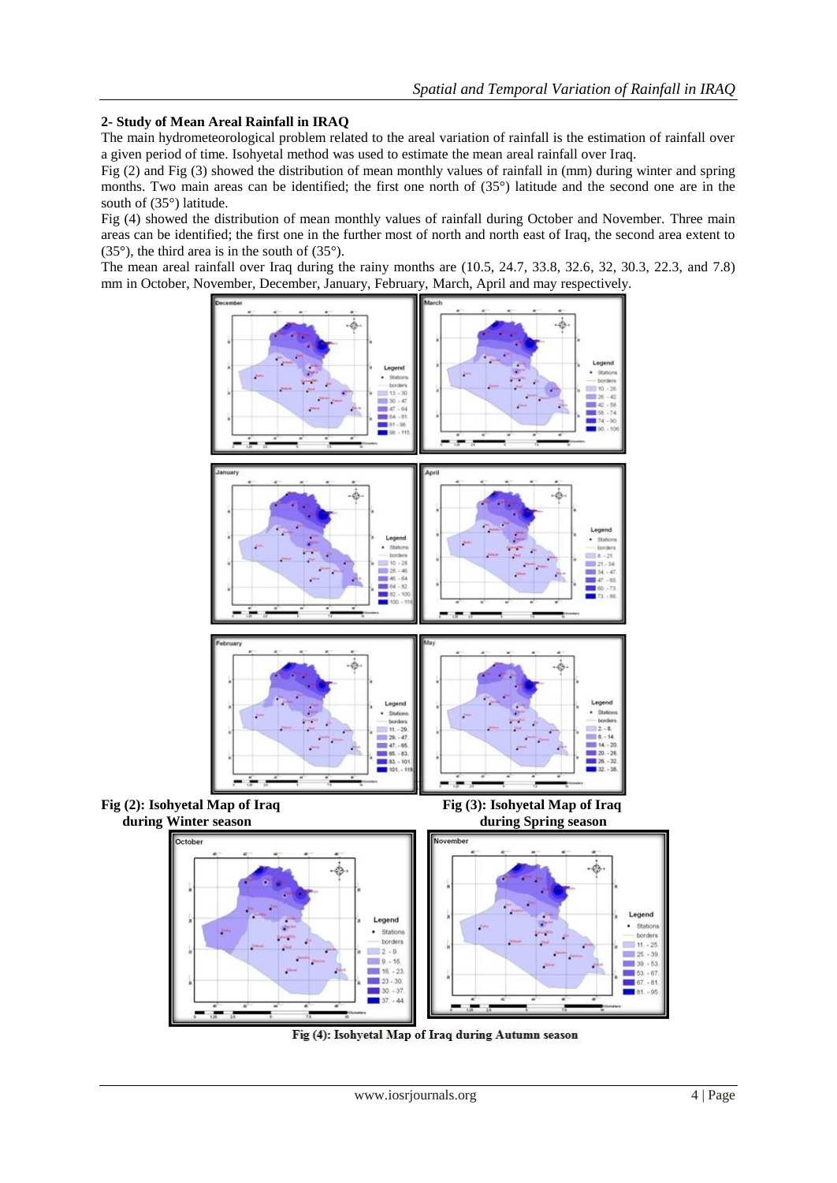## 2- Study of Mean Areal Rainfall in IRAQ

The main hydrometeorological problem related to the areal variation of rainfall is the estimation of rainfall over a given period of time. Isohyetal method was used to estimate the mean areal rainfall over Iraq.

Fig (2) and Fig (3) showed the distribution of mean monthly values of rainfall in (mm) during winter and spring months. Two main areas can be identified; the first one north of (35°) latitude and the second one are in the south of (35°) latitude.

Fig (4) showed the distribution of mean monthly values of rainfall during October and November. Three main areas can be identified; the first one in the further most of north and north east of Iraq, the second area extent to (35°), the third area is in the south of (35°).

The mean areal rainfall over Iraq during the rainy months are (10.5, 24.7, 33.8, 32.6, 32, 30.3, 22.3, and 7.8) mm in October, November, December, January, February, March, April and may respectively.

**Fig (2): Isohyetal Map of Iraq during Winter season**

**Fig (3): Isohyetal Map of Iraq during Spring season**

**Fig (4): Isohyetal Map of Iraq during Autumn season**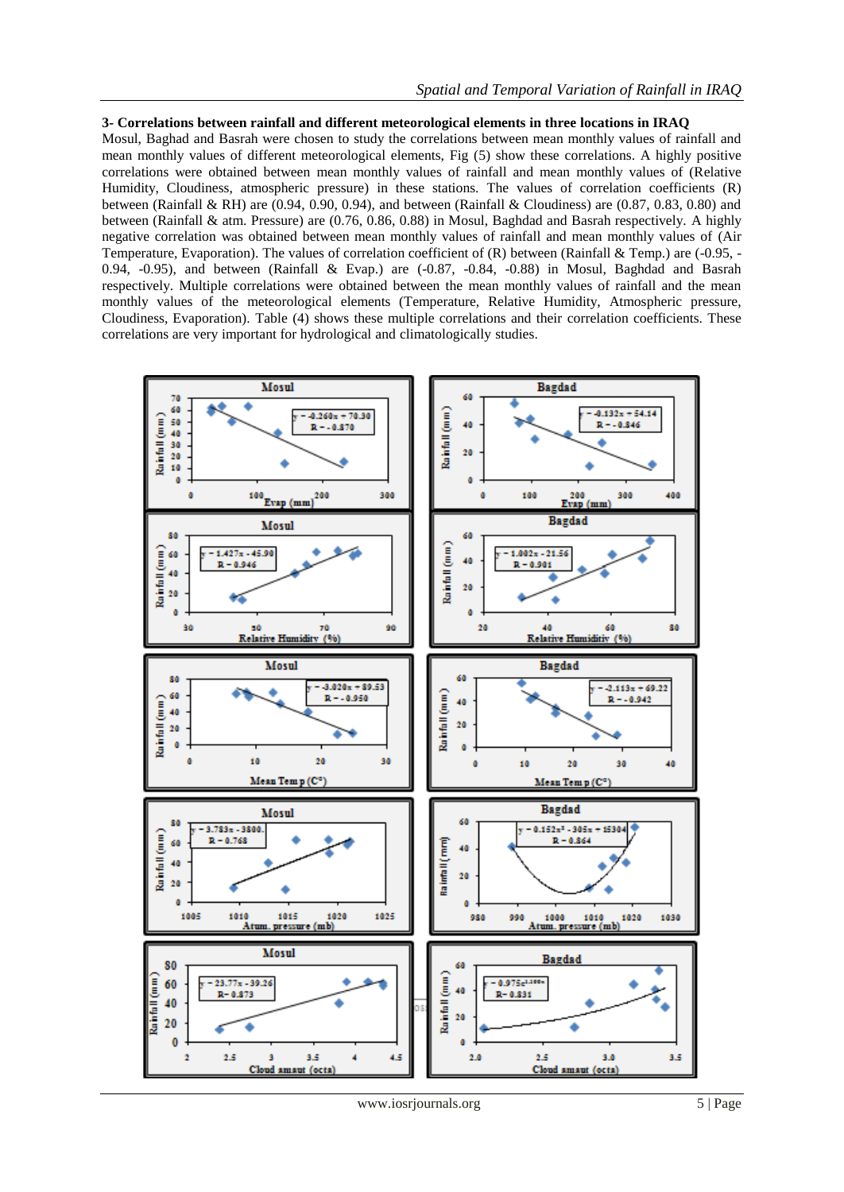### 3- Correlations between rainfall and different meteorological elements in three locations in IRAQ

Mosul, Baghad and Basrah were chosen to study the correlations between mean monthly values of rainfall and mean monthly values of different meteorological elements, Fig (5) show these correlations. A highly positive correlations were obtained between mean monthly values of rainfall and mean monthly values of (Relative Humidity, Cloudiness, atmospheric pressure) in these stations. The values of correlation coefficients (R) between (Rainfall & RH) are (0.94, 0.90, 0.94), and between (Rainfall & Cloudiness) are (0.87, 0.83, 0.80) and between (Rainfall & atm. Pressure) are (0.76, 0.86, 0.88) in Mosul, Baghdad and Basrah respectively. A highly negative correlation was obtained between mean monthly values of rainfall and mean monthly values of (Air Temperature, Evaporation). The values of correlation coefficient of (R) between (Rainfall & Temp.) are (-0.95, -0.94, -0.95), and between (Rainfall & Evap.) are (-0.87, -0.84, -0.88) in Mosul, Baghdad and Basrah respectively. Multiple correlations were obtained between the mean monthly values of rainfall and the mean monthly values of the meteorological elements (Temperature, Relative Humidity, Atmospheric pressure, Cloudiness, Evaporation). Table (4) shows these multiple correlations and their correlation coefficients. These correlations are very important for hydrological and climatologically studies.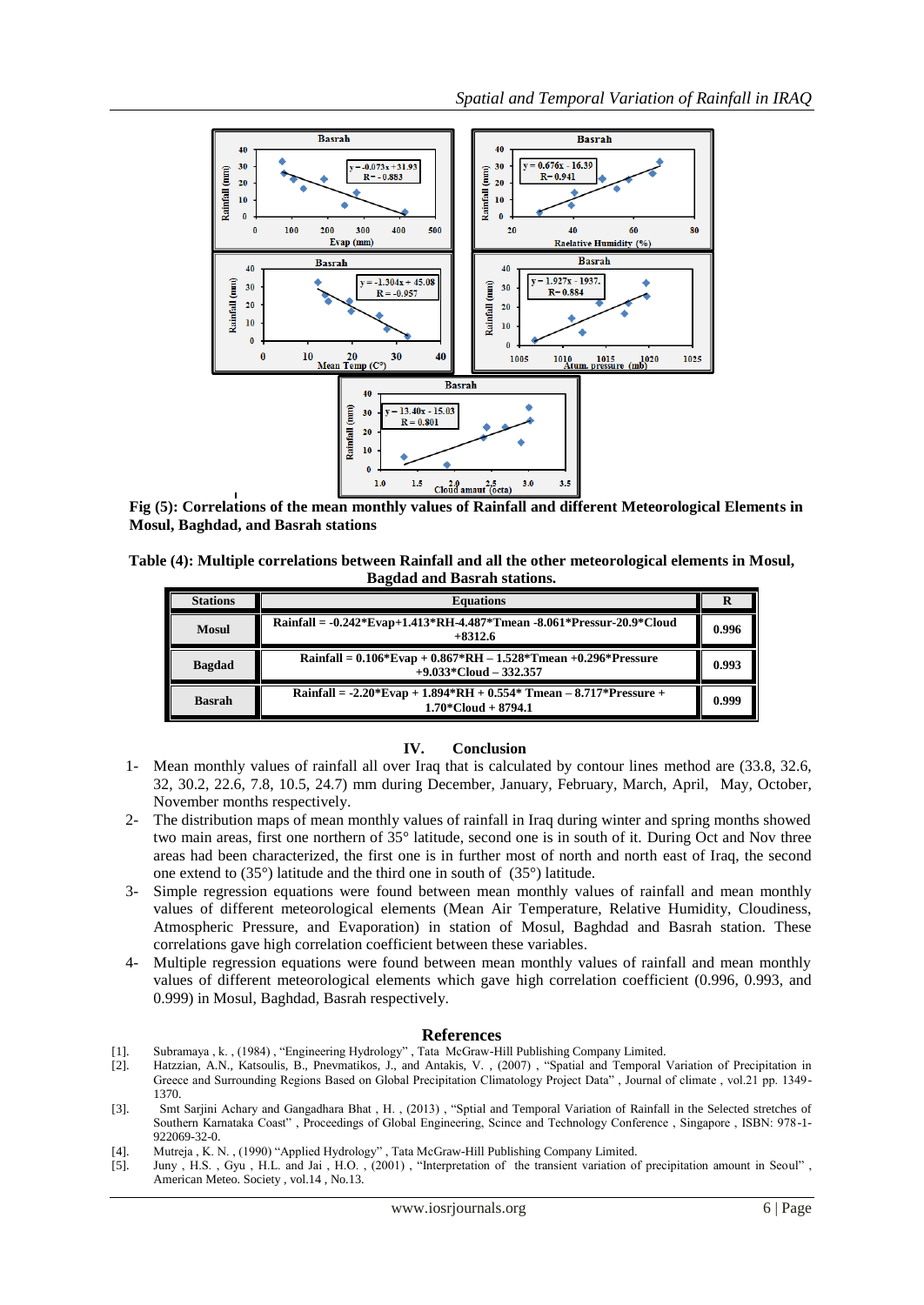Fig (5): Correlations of the mean monthly values of Rainfall and different Meteorological Elements in Mosul, Baghdad, and Basrah stations

**Table (4): Multiple correlations between Rainfall and all the other meteorological elements in Mosul, Bagdad and Basrah stations.**

| Stations | Equations | R |
|---|---|---|
| Mosul | Rainfall = -0.242*Evap+1.413*RH-4.487*Tmean -8.061*Pressur-20.9*Cloud +8312.6 | 0.996 |
| Bagdad | Rainfall = 0.106*Evap + 0.867*RH – 1.528*Tmean +0.296*Pressure +9.033*Cloud – 332.357 | 0.993 |
| Basrah | Rainfall = -2.20*Evap + 1.894*RH + 0.554* Tmean – 8.717*Pressure + 1.70*Cloud + 8794.1 | 0.999 |

## IV. Conclusion

1- Mean monthly values of rainfall all over Iraq that is calculated by contour lines method are (33.8, 32.6, 32, 30.2, 22.6, 7.8, 10.5, 24.7) mm during December, January, February, March, April, May, October, November months respectively.

2- The distribution maps of mean monthly values of rainfall in Iraq during winter and spring months showed two main areas, first one northern of 35° latitude, second one is in south of it. During Oct and Nov three areas had been characterized, the first one is in further most of north and north east of Iraq, the second one extend to (35°) latitude and the third one in south of (35°) latitude.

3- Simple regression equations were found between mean monthly values of rainfall and mean monthly values of different meteorological elements (Mean Air Temperature, Relative Humidity, Cloudiness, Atmospheric Pressure, and Evaporation) in station of Mosul, Baghdad and Basrah station. These correlations gave high correlation coefficient between these variables.

4- Multiple regression equations were found between mean monthly values of rainfall and mean monthly values of different meteorological elements which gave high correlation coefficient (0.996, 0.993, and 0.999) in Mosul, Baghdad, Basrah respectively.

## References

[1]. Subramaya , k. , (1984) , "Engineering Hydrology" , Tata McGraw-Hill Publishing Company Limited.

[2]. Hatzzian, A.N., Katsoulis, B., Pnevmatikos, J., and Antakis, V. , (2007) , "Spatial and Temporal Variation of Precipitation in Greece and Surrounding Regions Based on Global Precipitation Climatology Project Data" , Journal of climate , vol.21 pp. 1349-1370.

[3]. Smt Sarjini Achary and Gangadhara Bhat , H. , (2013) , "Sptial and Temporal Variation of Rainfall in the Selected stretches of Southern Karnataka Coast" , Proceedings of Global Engineering, Scince and Technology Conference , Singapore , ISBN: 978-1-922069-32-0.

[4]. Mutreja , K. N. , (1990) "Applied Hydrology" , Tata McGraw-Hill Publishing Company Limited.

[5]. Juny , H.S. , Gyu , H.L. and Jai , H.O. , (2001) , "Interpretation of the transient variation of precipitation amount in Seoul" , American Meteo. Society , vol.14 , No.13.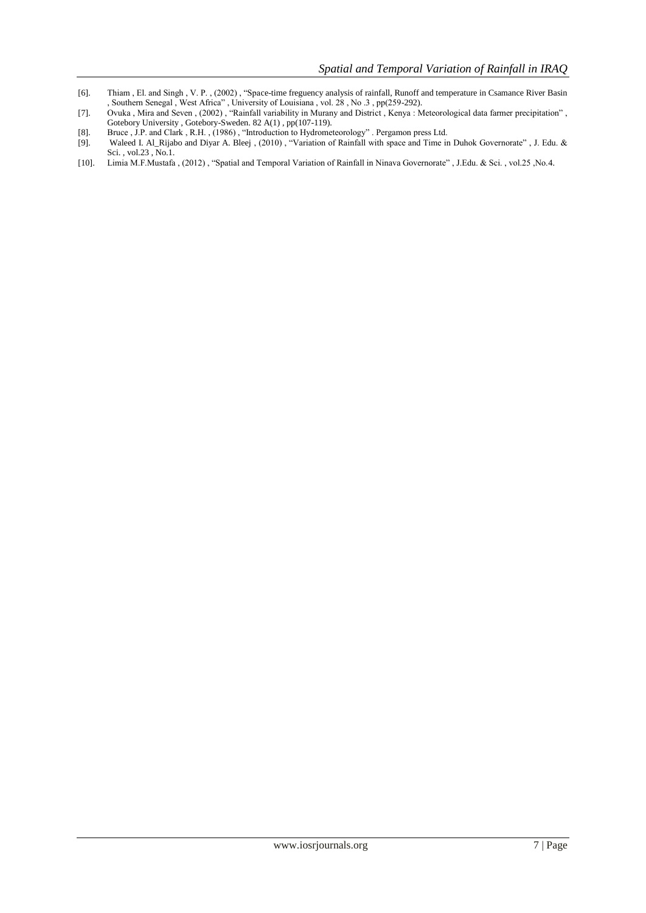[6]. Thiam , El. and Singh , V. P. , (2002) , "Space-time freguency analysis of rainfall, Runoff and temperature in Csamance River Basin , Southern Senegal , West Africa" , University of Louisiana , vol. 28 , No .3 , pp(259-292).

[7]. Ovuka , Mira and Seven , (2002) , "Rainfall variability in Murany and District , Kenya : Meteorological data farmer precipitation" , Gotebory University , Gotebory-Sweden. 82 A(1) , pp(107-119).

[8]. Bruce , J.P. and Clark , R.H. , (1986) , "Introduction to Hydrometeorology" . Pergamon press Ltd.

[9]. Waleed I. Al_Rijabo and Diyar A. Bleej , (2010) , "Variation of Rainfall with space and Time in Duhok Governorate" , J. Edu. & Sci. , vol.23 , No.1.

[10]. Limia M.F.Mustafa , (2012) , "Spatial and Temporal Variation of Rainfall in Ninava Governorate" , J.Edu. & Sci. , vol.25 ,No.4.